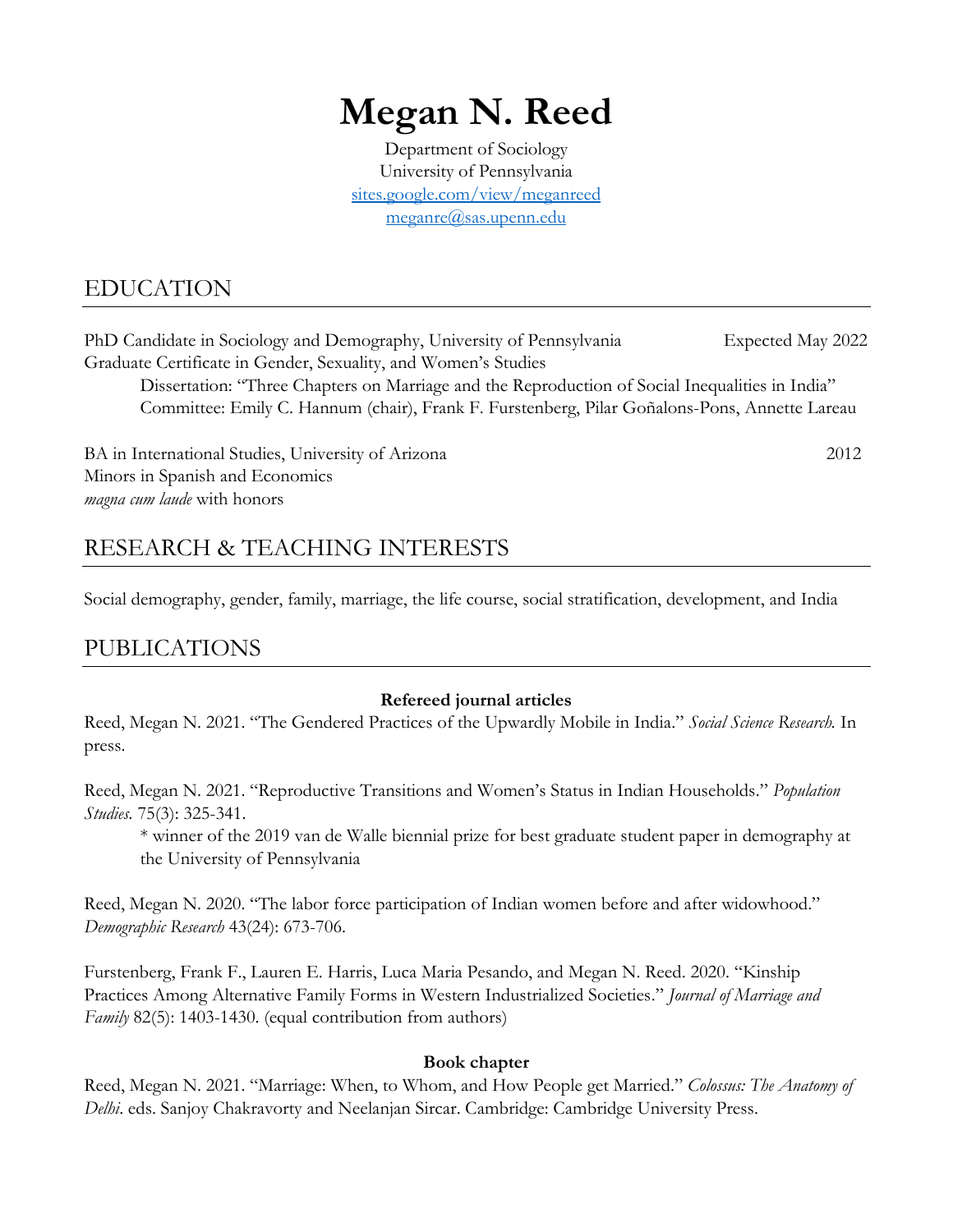# Megan N. Reed

Department of Sociology
University of Pennsylvania
[sites.google.com/view/meganreed](https://sites.google.com/view/meganreed)
[meganre@sas.upenn.edu](mailto:meganre@sas.upenn.edu)

## EDUCATION

PhD Candidate in Sociology and Demography, University of Pennsylvania — Expected May 2022
Graduate Certificate in Gender, Sexuality, and Women's Studies

> Dissertation: "Three Chapters on Marriage and the Reproduction of Social Inequalities in India"
> Committee: Emily C. Hannum (chair), Frank F. Furstenberg, Pilar Goñalons-Pons, Annette Lareau

BA in International Studies, University of Arizona — 2012
Minors in Spanish and Economics
*magna cum laude* with honors

## RESEARCH & TEACHING INTERESTS

Social demography, gender, family, marriage, the life course, social stratification, development, and India

## PUBLICATIONS

### Refereed journal articles

Reed, Megan N. 2021. "The Gendered Practices of the Upwardly Mobile in India." *Social Science Research.* In press.

Reed, Megan N. 2021. "Reproductive Transitions and Women's Status in Indian Households." *Population Studies.* 75(3): 325-341.

> * winner of the 2019 van de Walle biennial prize for best graduate student paper in demography at the University of Pennsylvania

Reed, Megan N. 2020. "The labor force participation of Indian women before and after widowhood." *Demographic Research* 43(24): 673-706.

Furstenberg, Frank F., Lauren E. Harris, Luca Maria Pesando, and Megan N. Reed. 2020. "Kinship Practices Among Alternative Family Forms in Western Industrialized Societies." *Journal of Marriage and Family* 82(5): 1403-1430. (equal contribution from authors)

### Book chapter

Reed, Megan N. 2021. "Marriage: When, to Whom, and How People get Married." *Colossus: The Anatomy of Delhi*. eds. Sanjoy Chakravorty and Neelanjan Sircar. Cambridge: Cambridge University Press.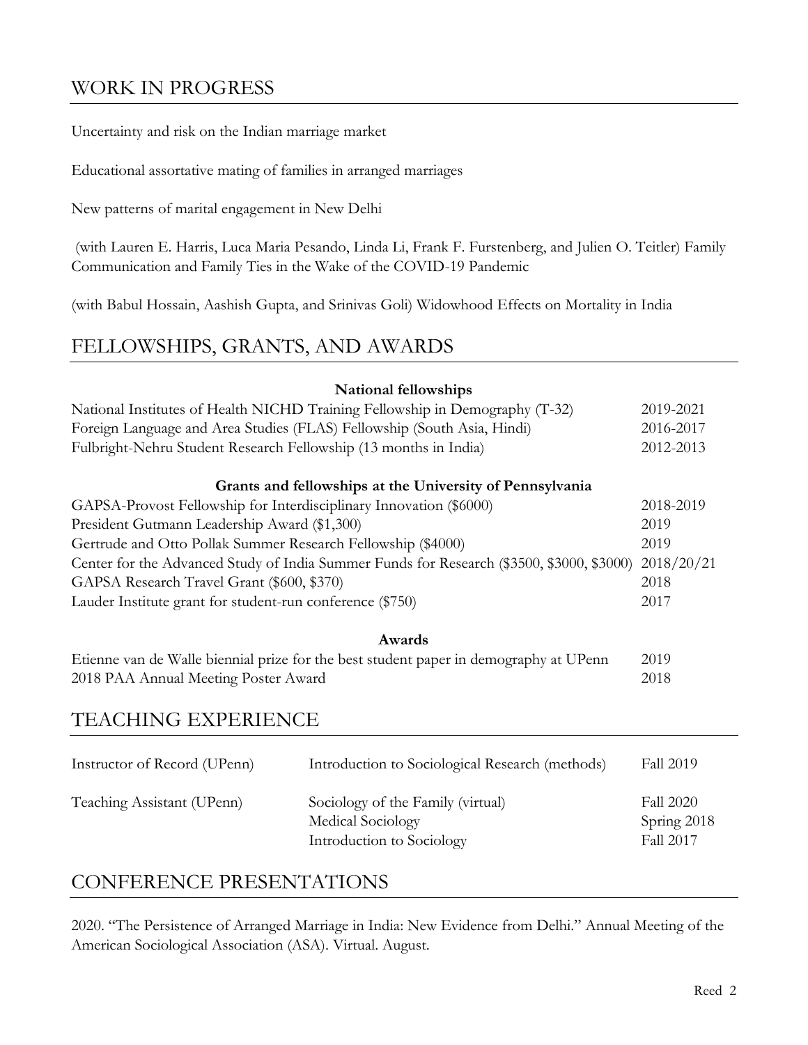## WORK IN PROGRESS

Uncertainty and risk on the Indian marriage market

Educational assortative mating of families in arranged marriages

New patterns of marital engagement in New Delhi

(with Lauren E. Harris, Luca Maria Pesando, Linda Li, Frank F. Furstenberg, and Julien O. Teitler) Family Communication and Family Ties in the Wake of the COVID-19 Pandemic

(with Babul Hossain, Aashish Gupta, and Srinivas Goli) Widowhood Effects on Mortality in India

## FELLOWSHIPS, GRANTS, AND AWARDS

**National fellowships**

| | |
|---|---|
| National Institutes of Health NICHD Training Fellowship in Demography (T-32) | 2019-2021 |
| Foreign Language and Area Studies (FLAS) Fellowship (South Asia, Hindi) | 2016-2017 |
| Fulbright-Nehru Student Research Fellowship (13 months in India) | 2012-2013 |

**Grants and fellowships at the University of Pennsylvania**

| | |
|---|---|
| GAPSA-Provost Fellowship for Interdisciplinary Innovation ($6000) | 2018-2019 |
| President Gutmann Leadership Award ($1,300) | 2019 |
| Gertrude and Otto Pollak Summer Research Fellowship ($4000) | 2019 |
| Center for the Advanced Study of India Summer Funds for Research ($3500, $3000, $3000) | 2018/20/21 |
| GAPSA Research Travel Grant ($600, $370) | 2018 |
| Lauder Institute grant for student-run conference ($750) | 2017 |

**Awards**

| | |
|---|---|
| Etienne van de Walle biennial prize for the best student paper in demography at UPenn | 2019 |
| 2018 PAA Annual Meeting Poster Award | 2018 |

## TEACHING EXPERIENCE

| | | |
|---|---|---|
| Instructor of Record (UPenn) | Introduction to Sociological Research (methods) | Fall 2019 |
| Teaching Assistant (UPenn) | Sociology of the Family (virtual) | Fall 2020 |
| | Medical Sociology | Spring 2018 |
| | Introduction to Sociology | Fall 2017 |

## CONFERENCE PRESENTATIONS

2020. "The Persistence of Arranged Marriage in India: New Evidence from Delhi." Annual Meeting of the American Sociological Association (ASA). Virtual. August.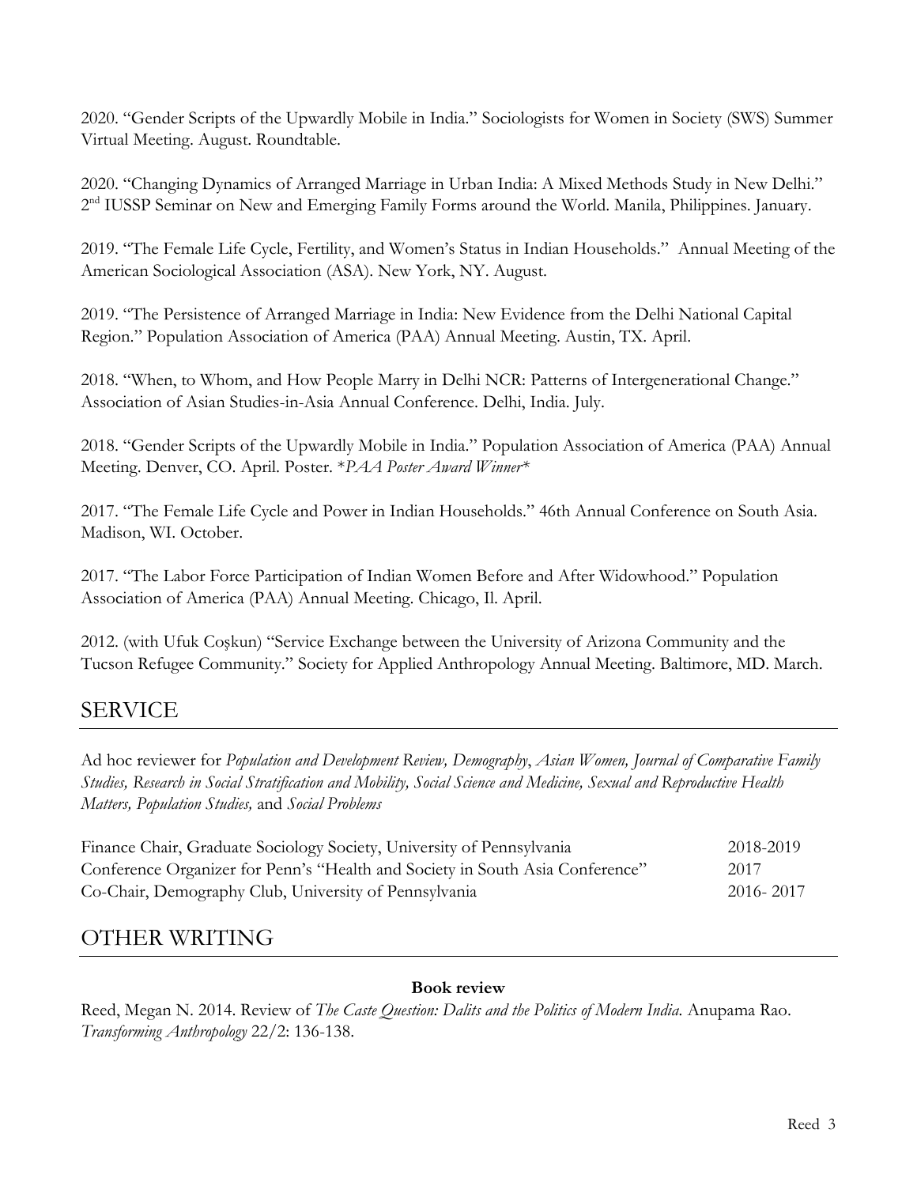2020. "Gender Scripts of the Upwardly Mobile in India." Sociologists for Women in Society (SWS) Summer Virtual Meeting. August. Roundtable.

2020. "Changing Dynamics of Arranged Marriage in Urban India: A Mixed Methods Study in New Delhi." 2nd IUSSP Seminar on New and Emerging Family Forms around the World. Manila, Philippines. January.

2019. "The Female Life Cycle, Fertility, and Women's Status in Indian Households." Annual Meeting of the American Sociological Association (ASA). New York, NY. August.

2019. "The Persistence of Arranged Marriage in India: New Evidence from the Delhi National Capital Region." Population Association of America (PAA) Annual Meeting. Austin, TX. April.

2018. "When, to Whom, and How People Marry in Delhi NCR: Patterns of Intergenerational Change." Association of Asian Studies-in-Asia Annual Conference. Delhi, India. July.

2018. "Gender Scripts of the Upwardly Mobile in India." Population Association of America (PAA) Annual Meeting. Denver, CO. April. Poster. \**PAA Poster Award Winner*\*

2017. "The Female Life Cycle and Power in Indian Households." 46th Annual Conference on South Asia. Madison, WI. October.

2017. "The Labor Force Participation of Indian Women Before and After Widowhood." Population Association of America (PAA) Annual Meeting. Chicago, Il. April.

2012. (with Ufuk Coşkun) "Service Exchange between the University of Arizona Community and the Tucson Refugee Community." Society for Applied Anthropology Annual Meeting. Baltimore, MD. March.

## SERVICE

Ad hoc reviewer for *Population and Development Review, Demography*, *Asian Women, Journal of Comparative Family Studies, Research in Social Stratification and Mobility, Social Science and Medicine, Sexual and Reproductive Health Matters, Population Studies,* and *Social Problems*

| | |
|---|---|
| Finance Chair, Graduate Sociology Society, University of Pennsylvania | 2018-2019 |
| Conference Organizer for Penn's "Health and Society in South Asia Conference" | 2017 |
| Co-Chair, Demography Club, University of Pennsylvania | 2016- 2017 |

## OTHER WRITING

**Book review**

Reed, Megan N. 2014. Review of *The Caste Question: Dalits and the Politics of Modern India.* Anupama Rao. *Transforming Anthropology* 22/2: 136-138.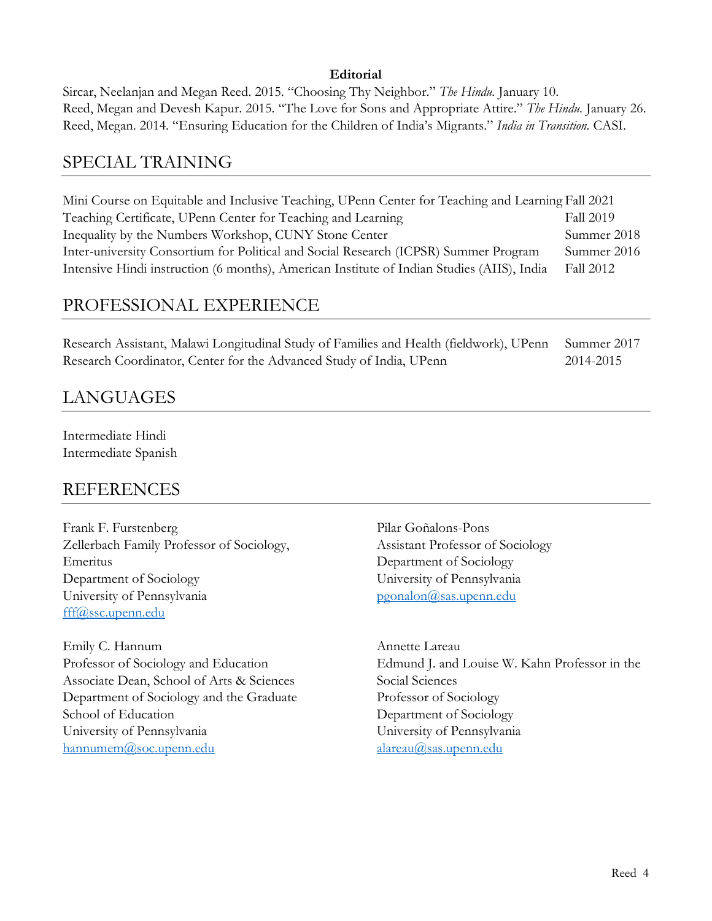### Editorial

Sircar, Neelanjan and Megan Reed. 2015. "Choosing Thy Neighbor." *The Hindu.* January 10.
Reed, Megan and Devesh Kapur. 2015. "The Love for Sons and Appropriate Attire." *The Hindu.* January 26.
Reed, Megan. 2014. "Ensuring Education for the Children of India's Migrants." *India in Transition.* CASI.

## SPECIAL TRAINING

| | |
|---|---|
| Mini Course on Equitable and Inclusive Teaching, UPenn Center for Teaching and Learning | Fall 2021 |
| Teaching Certificate, UPenn Center for Teaching and Learning | Fall 2019 |
| Inequality by the Numbers Workshop, CUNY Stone Center | Summer 2018 |
| Inter-university Consortium for Political and Social Research (ICPSR) Summer Program | Summer 2016 |
| Intensive Hindi instruction (6 months), American Institute of Indian Studies (AIIS), India | Fall 2012 |

## PROFESSIONAL EXPERIENCE

| | |
|---|---|
| Research Assistant, Malawi Longitudinal Study of Families and Health (fieldwork), UPenn | Summer 2017 |
| Research Coordinator, Center for the Advanced Study of India, UPenn | 2014-2015 |

## LANGUAGES

Intermediate Hindi
Intermediate Spanish

## REFERENCES

Frank F. Furstenberg
Zellerbach Family Professor of Sociology, Emeritus
Department of Sociology
University of Pennsylvania
fff@ssc.upenn.edu

Pilar Goñalons-Pons
Assistant Professor of Sociology
Department of Sociology
University of Pennsylvania
pgonalon@sas.upenn.edu

Emily C. Hannum
Professor of Sociology and Education
Associate Dean, School of Arts & Sciences
Department of Sociology and the Graduate School of Education
University of Pennsylvania
hannumem@soc.upenn.edu

Annette Lareau
Edmund J. and Louise W. Kahn Professor in the Social Sciences
Professor of Sociology
Department of Sociology
University of Pennsylvania
alareau@sas.upenn.edu